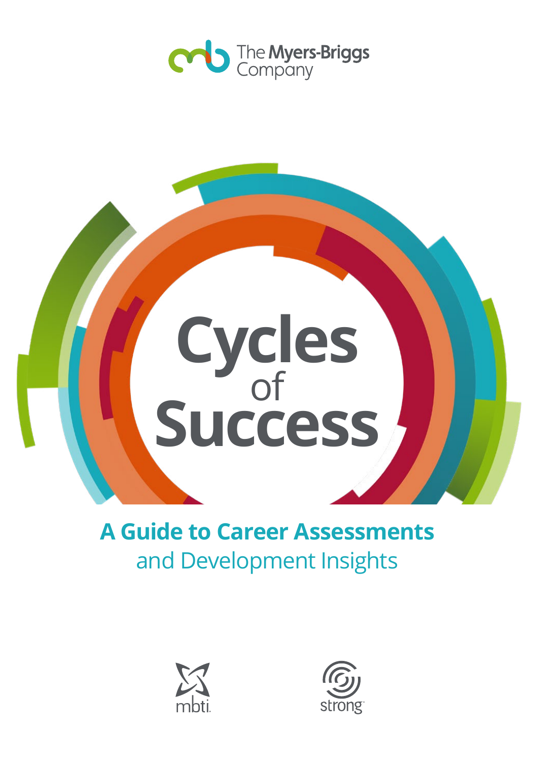The Myers-Briggs Company

# Cycles of Success

## A Guide to Career Assessments and Development Insights

mbti

strong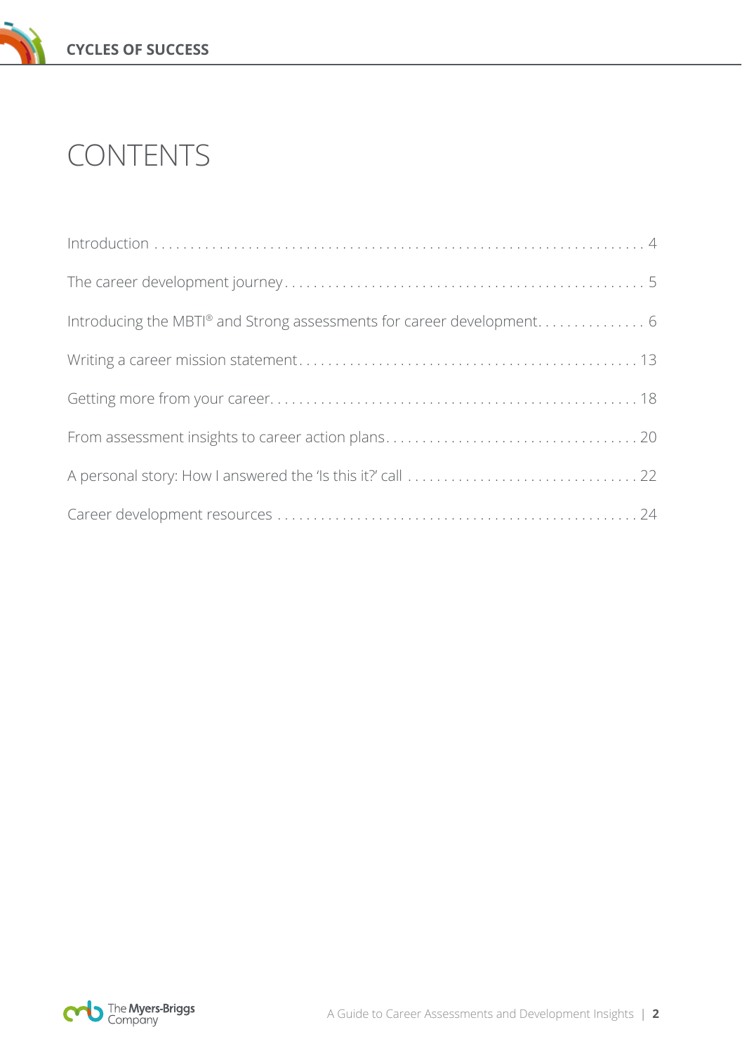# CONTENTS

Introduction . . . . . . . . . . . . . . . . . . . . . . . . . . . . . . . . . . . . . . . . . . . . . . . . . . . . . . . . . . . . . . . . . 4

The career development journey . . . . . . . . . . . . . . . . . . . . . . . . . . . . . . . . . . . . . . . . . . . . . . . . . 5

Introducing the MBTI® and Strong assessments for career development. . . . . . . . . . . . . . . 6

Writing a career mission statement . . . . . . . . . . . . . . . . . . . . . . . . . . . . . . . . . . . . . . . . . . . . . . 13

Getting more from your career. . . . . . . . . . . . . . . . . . . . . . . . . . . . . . . . . . . . . . . . . . . . . . . . . . 18

From assessment insights to career action plans. . . . . . . . . . . . . . . . . . . . . . . . . . . . . . . . . . . 20

A personal story: How I answered the 'Is this it?' call . . . . . . . . . . . . . . . . . . . . . . . . . . . . . . . 22

Career development resources . . . . . . . . . . . . . . . . . . . . . . . . . . . . . . . . . . . . . . . . . . . . . . . . . 24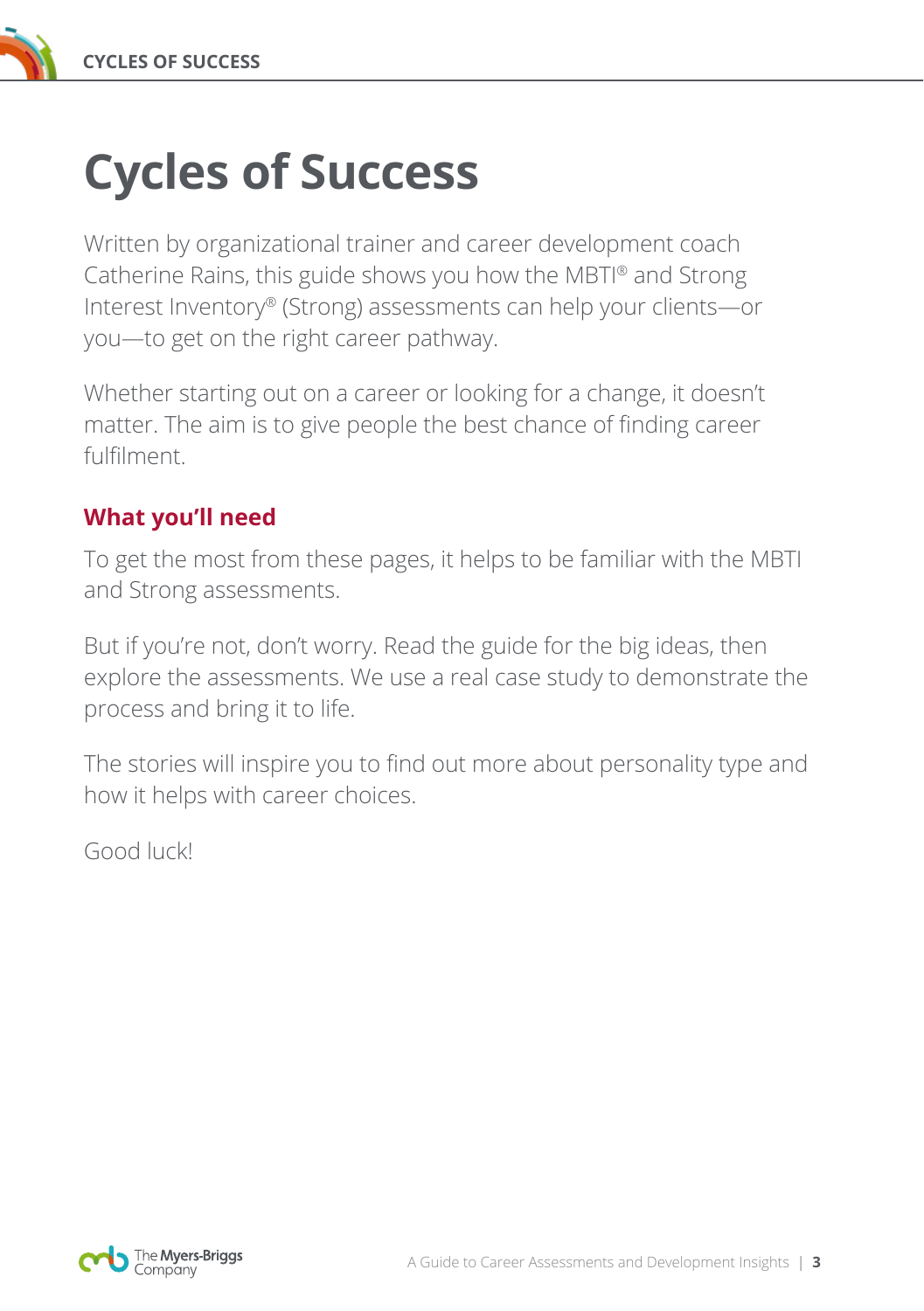# Cycles of Success

Written by organizational trainer and career development coach Catherine Rains, this guide shows you how the MBTI® and Strong Interest Inventory® (Strong) assessments can help your clients—or you—to get on the right career pathway.

Whether starting out on a career or looking for a change, it doesn't matter. The aim is to give people the best chance of finding career fulfilment.

## What you'll need

To get the most from these pages, it helps to be familiar with the MBTI and Strong assessments.

But if you're not, don't worry. Read the guide for the big ideas, then explore the assessments. We use a real case study to demonstrate the process and bring it to life.

The stories will inspire you to find out more about personality type and how it helps with career choices.

Good luck!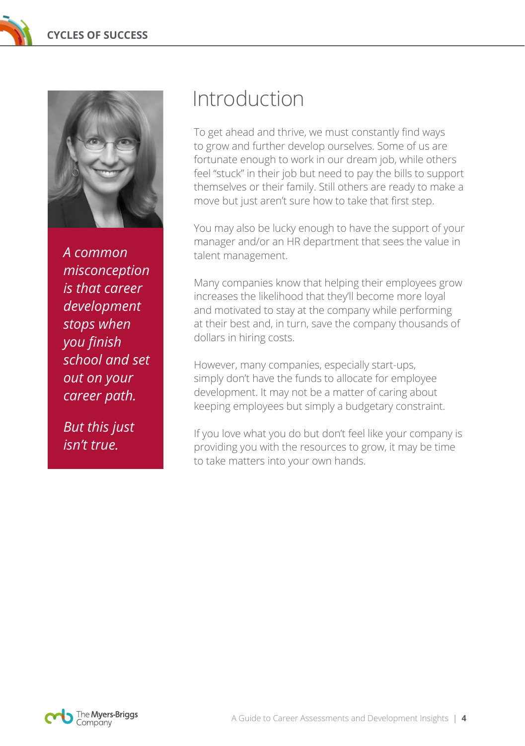*A common misconception is that career development stops when you finish school and set out on your career path.*

*But this just isn't true.*

# Introduction

To get ahead and thrive, we must constantly find ways to grow and further develop ourselves. Some of us are fortunate enough to work in our dream job, while others feel "stuck" in their job but need to pay the bills to support themselves or their family. Still others are ready to make a move but just aren't sure how to take that first step.

You may also be lucky enough to have the support of your manager and/or an HR department that sees the value in talent management.

Many companies know that helping their employees grow increases the likelihood that they'll become more loyal and motivated to stay at the company while performing at their best and, in turn, save the company thousands of dollars in hiring costs.

However, many companies, especially start-ups, simply don't have the funds to allocate for employee development. It may not be a matter of caring about keeping employees but simply a budgetary constraint.

If you love what you do but don't feel like your company is providing you with the resources to grow, it may be time to take matters into your own hands.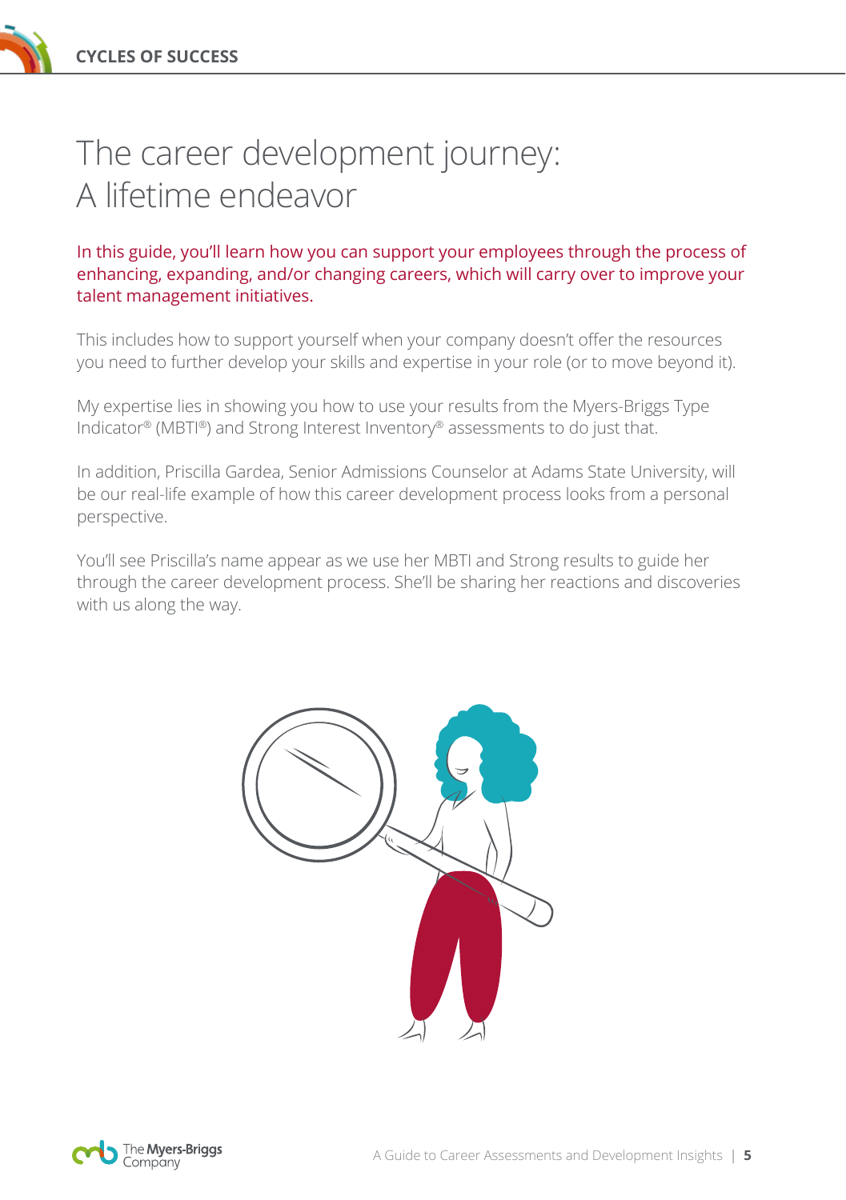# The career development journey: A lifetime endeavor

In this guide, you'll learn how you can support your employees through the process of enhancing, expanding, and/or changing careers, which will carry over to improve your talent management initiatives.

This includes how to support yourself when your company doesn't offer the resources you need to further develop your skills and expertise in your role (or to move beyond it).

My expertise lies in showing you how to use your results from the Myers-Briggs Type Indicator® (MBTI®) and Strong Interest Inventory® assessments to do just that.

In addition, Priscilla Gardea, Senior Admissions Counselor at Adams State University, will be our real-life example of how this career development process looks from a personal perspective.

You'll see Priscilla's name appear as we use her MBTI and Strong results to guide her through the career development process. She'll be sharing her reactions and discoveries with us along the way.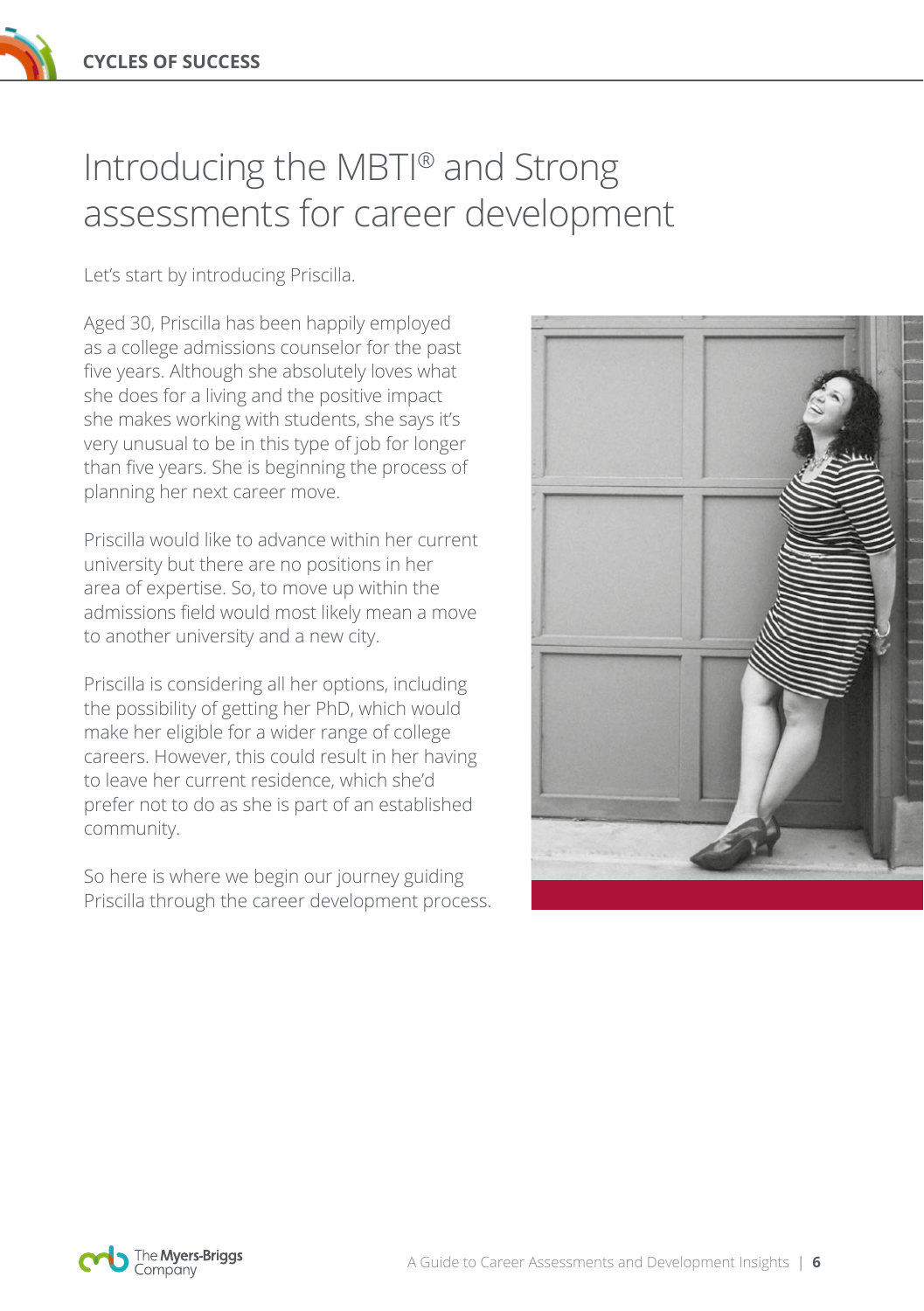# Introducing the MBTI® and Strong assessments for career development

Let's start by introducing Priscilla.

Aged 30, Priscilla has been happily employed as a college admissions counselor for the past five years. Although she absolutely loves what she does for a living and the positive impact she makes working with students, she says it's very unusual to be in this type of job for longer than five years. She is beginning the process of planning her next career move.

Priscilla would like to advance within her current university but there are no positions in her area of expertise. So, to move up within the admissions field would most likely mean a move to another university and a new city.

Priscilla is considering all her options, including the possibility of getting her PhD, which would make her eligible for a wider range of college careers. However, this could result in her having to leave her current residence, which she'd prefer not to do as she is part of an established community.

So here is where we begin our journey guiding Priscilla through the career development process.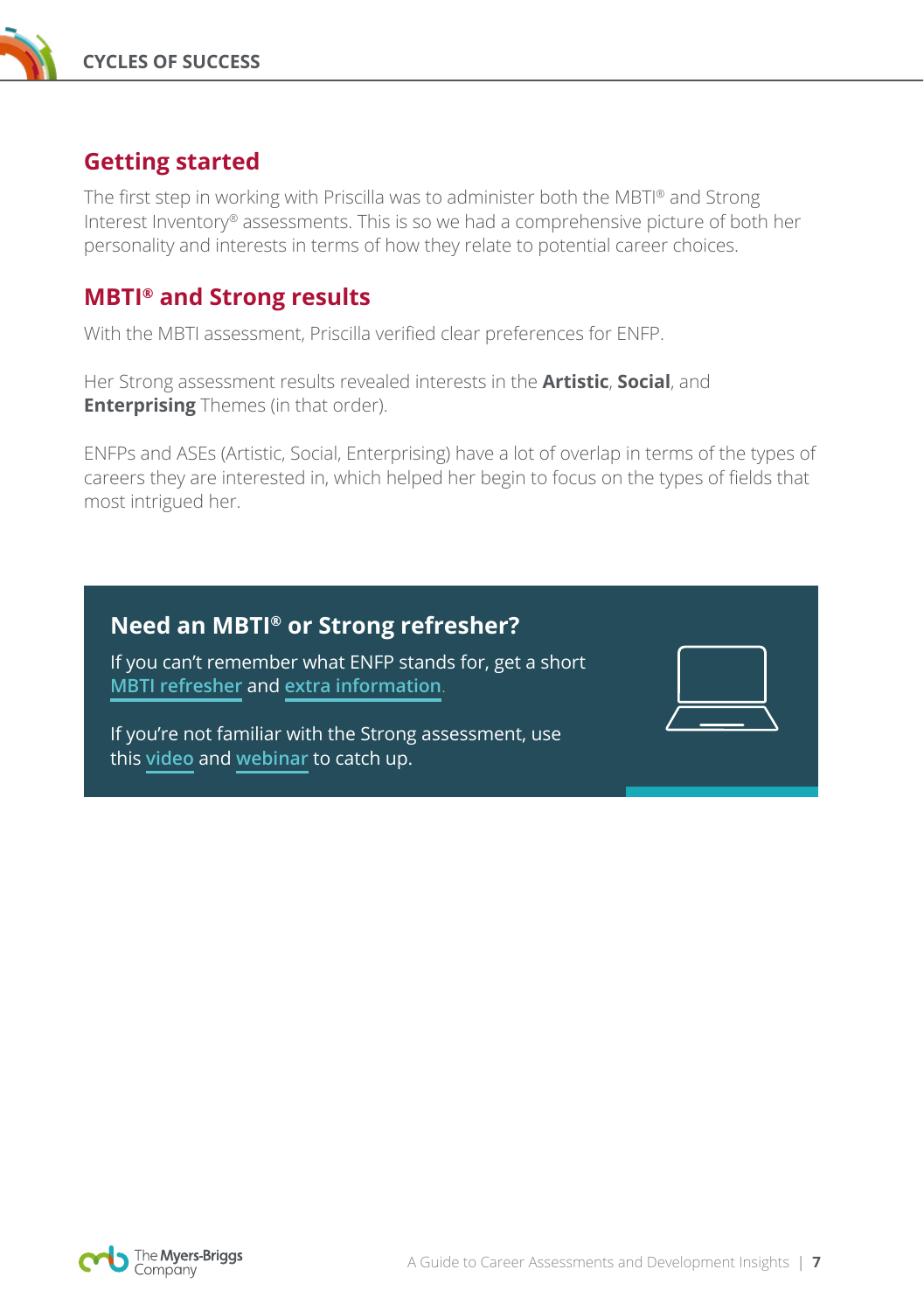## Getting started

The first step in working with Priscilla was to administer both the MBTI® and Strong Interest Inventory® assessments. This is so we had a comprehensive picture of both her personality and interests in terms of how they relate to potential career choices.

## MBTI® and Strong results

With the MBTI assessment, Priscilla verified clear preferences for ENFP.

Her Strong assessment results revealed interests in the **Artistic**, **Social**, and **Enterprising** Themes (in that order).

ENFPs and ASEs (Artistic, Social, Enterprising) have a lot of overlap in terms of the types of careers they are interested in, which helped her begin to focus on the types of fields that most intrigued her.

### Need an MBTI® or Strong refresher?

If you can't remember what ENFP stands for, get a short MBTI refresher and extra information.

If you're not familiar with the Strong assessment, use this video and webinar to catch up.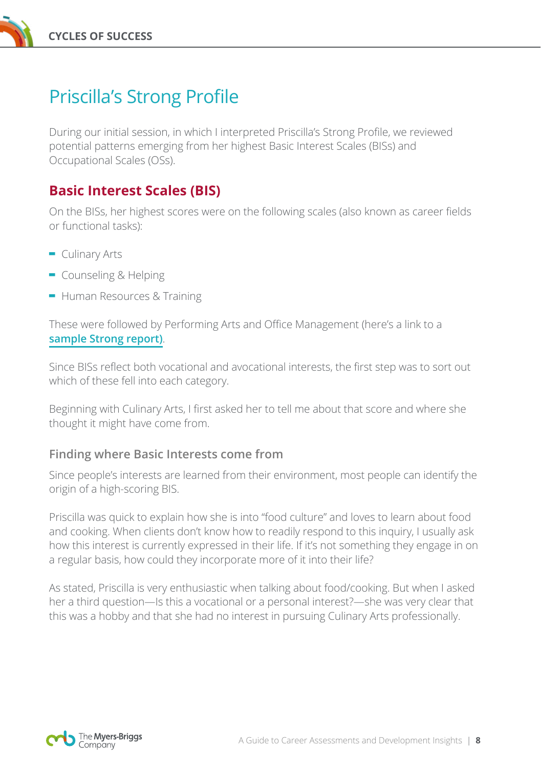# Priscilla's Strong Profile

During our initial session, in which I interpreted Priscilla's Strong Profile, we reviewed potential patterns emerging from her highest Basic Interest Scales (BISs) and Occupational Scales (OSs).

## Basic Interest Scales (BIS)

On the BISs, her highest scores were on the following scales (also known as career fields or functional tasks):

- Culinary Arts
- Counseling & Helping
- Human Resources & Training

These were followed by Performing Arts and Office Management (here's a link to a **sample Strong report)**.

Since BISs reflect both vocational and avocational interests, the first step was to sort out which of these fell into each category.

Beginning with Culinary Arts, I first asked her to tell me about that score and where she thought it might have come from.

### Finding where Basic Interests come from

Since people's interests are learned from their environment, most people can identify the origin of a high-scoring BIS.

Priscilla was quick to explain how she is into "food culture" and loves to learn about food and cooking. When clients don't know how to readily respond to this inquiry, I usually ask how this interest is currently expressed in their life. If it's not something they engage in on a regular basis, how could they incorporate more of it into their life?

As stated, Priscilla is very enthusiastic when talking about food/cooking. But when I asked her a third question—Is this a vocational or a personal interest?—she was very clear that this was a hobby and that she had no interest in pursuing Culinary Arts professionally.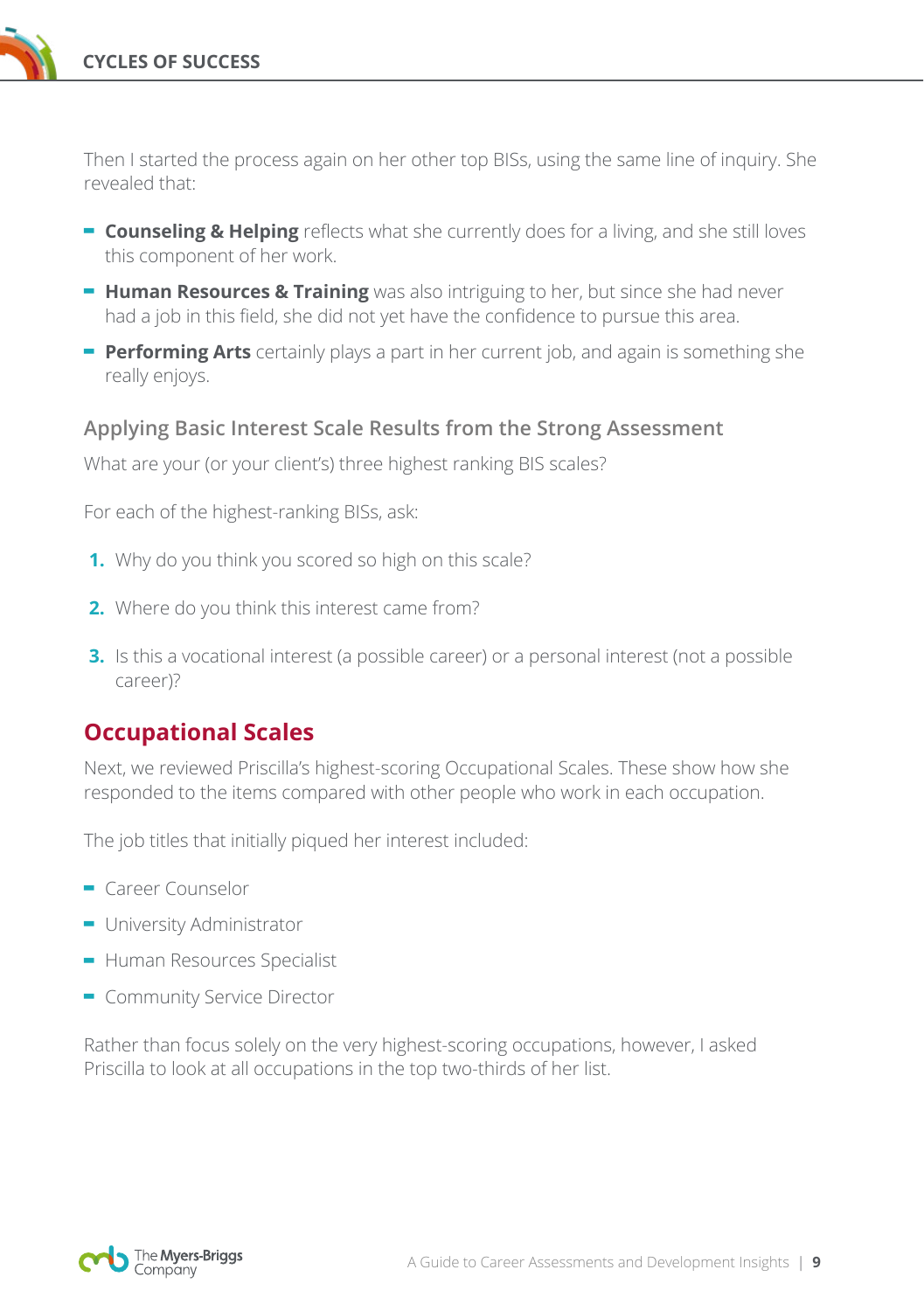Then I started the process again on her other top BISs, using the same line of inquiry. She revealed that:

- **Counseling & Helping** reflects what she currently does for a living, and she still loves this component of her work.
- **Human Resources & Training** was also intriguing to her, but since she had never had a job in this field, she did not yet have the confidence to pursue this area.
- **Performing Arts** certainly plays a part in her current job, and again is something she really enjoys.

### Applying Basic Interest Scale Results from the Strong Assessment

What are your (or your client's) three highest ranking BIS scales?

For each of the highest-ranking BISs, ask:

1. Why do you think you scored so high on this scale?
2. Where do you think this interest came from?
3. Is this a vocational interest (a possible career) or a personal interest (not a possible career)?

## Occupational Scales

Next, we reviewed Priscilla's highest-scoring Occupational Scales. These show how she responded to the items compared with other people who work in each occupation.

The job titles that initially piqued her interest included:

- Career Counselor
- University Administrator
- Human Resources Specialist
- Community Service Director

Rather than focus solely on the very highest-scoring occupations, however, I asked Priscilla to look at all occupations in the top two-thirds of her list.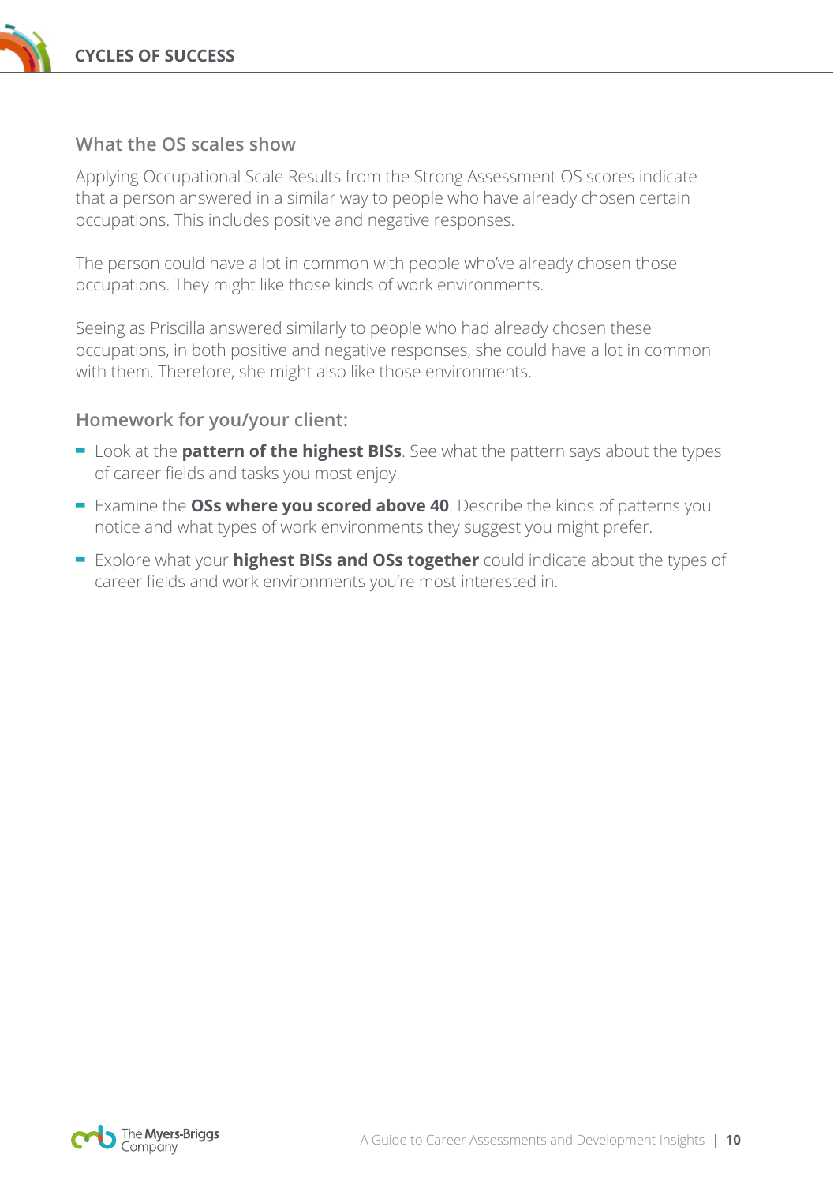### What the OS scales show

Applying Occupational Scale Results from the Strong Assessment OS scores indicate that a person answered in a similar way to people who have already chosen certain occupations. This includes positive and negative responses.

The person could have a lot in common with people who've already chosen those occupations. They might like those kinds of work environments.

Seeing as Priscilla answered similarly to people who had already chosen these occupations, in both positive and negative responses, she could have a lot in common with them. Therefore, she might also like those environments.

### Homework for you/your client:

- Look at the **pattern of the highest BISs**. See what the pattern says about the types of career fields and tasks you most enjoy.
- Examine the **OSs where you scored above 40**. Describe the kinds of patterns you notice and what types of work environments they suggest you might prefer.
- Explore what your **highest BISs and OSs together** could indicate about the types of career fields and work environments you're most interested in.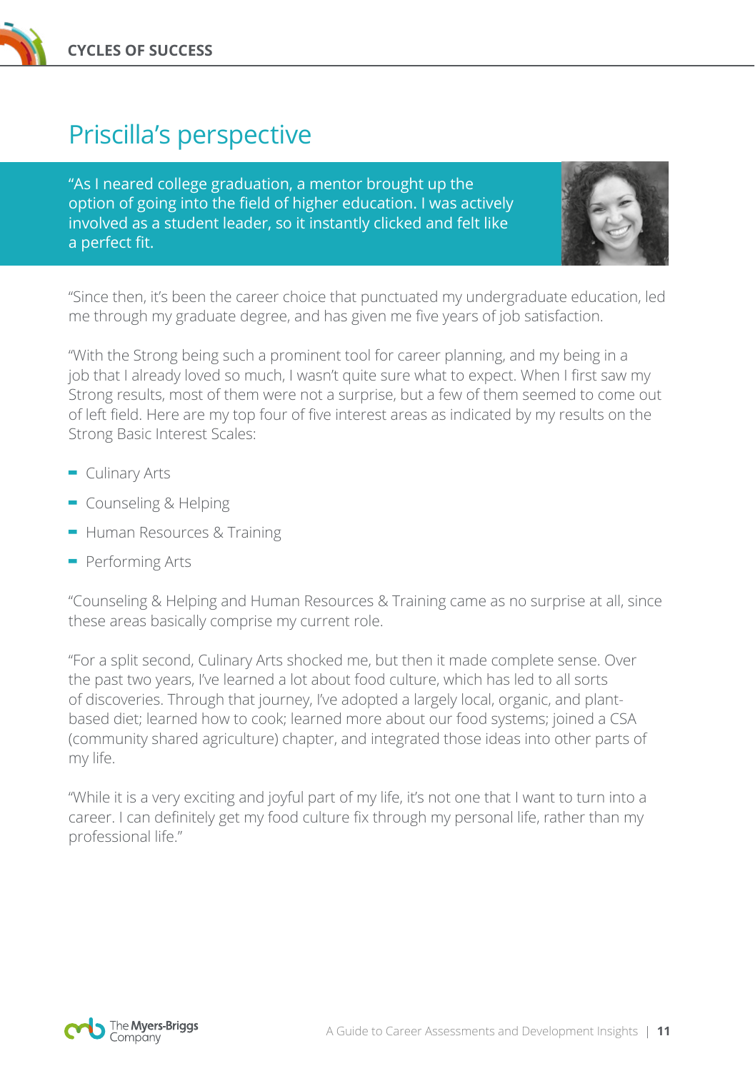## Priscilla's perspective

"As I neared college graduation, a mentor brought up the option of going into the field of higher education. I was actively involved as a student leader, so it instantly clicked and felt like a perfect fit.

"Since then, it's been the career choice that punctuated my undergraduate education, led me through my graduate degree, and has given me five years of job satisfaction.

"With the Strong being such a prominent tool for career planning, and my being in a job that I already loved so much, I wasn't quite sure what to expect. When I first saw my Strong results, most of them were not a surprise, but a few of them seemed to come out of left field. Here are my top four of five interest areas as indicated by my results on the Strong Basic Interest Scales:

- Culinary Arts
- Counseling & Helping
- Human Resources & Training
- Performing Arts

"Counseling & Helping and Human Resources & Training came as no surprise at all, since these areas basically comprise my current role.

"For a split second, Culinary Arts shocked me, but then it made complete sense. Over the past two years, I've learned a lot about food culture, which has led to all sorts of discoveries. Through that journey, I've adopted a largely local, organic, and plant-based diet; learned how to cook; learned more about our food systems; joined a CSA (community shared agriculture) chapter, and integrated those ideas into other parts of my life.

"While it is a very exciting and joyful part of my life, it's not one that I want to turn into a career. I can definitely get my food culture fix through my personal life, rather than my professional life."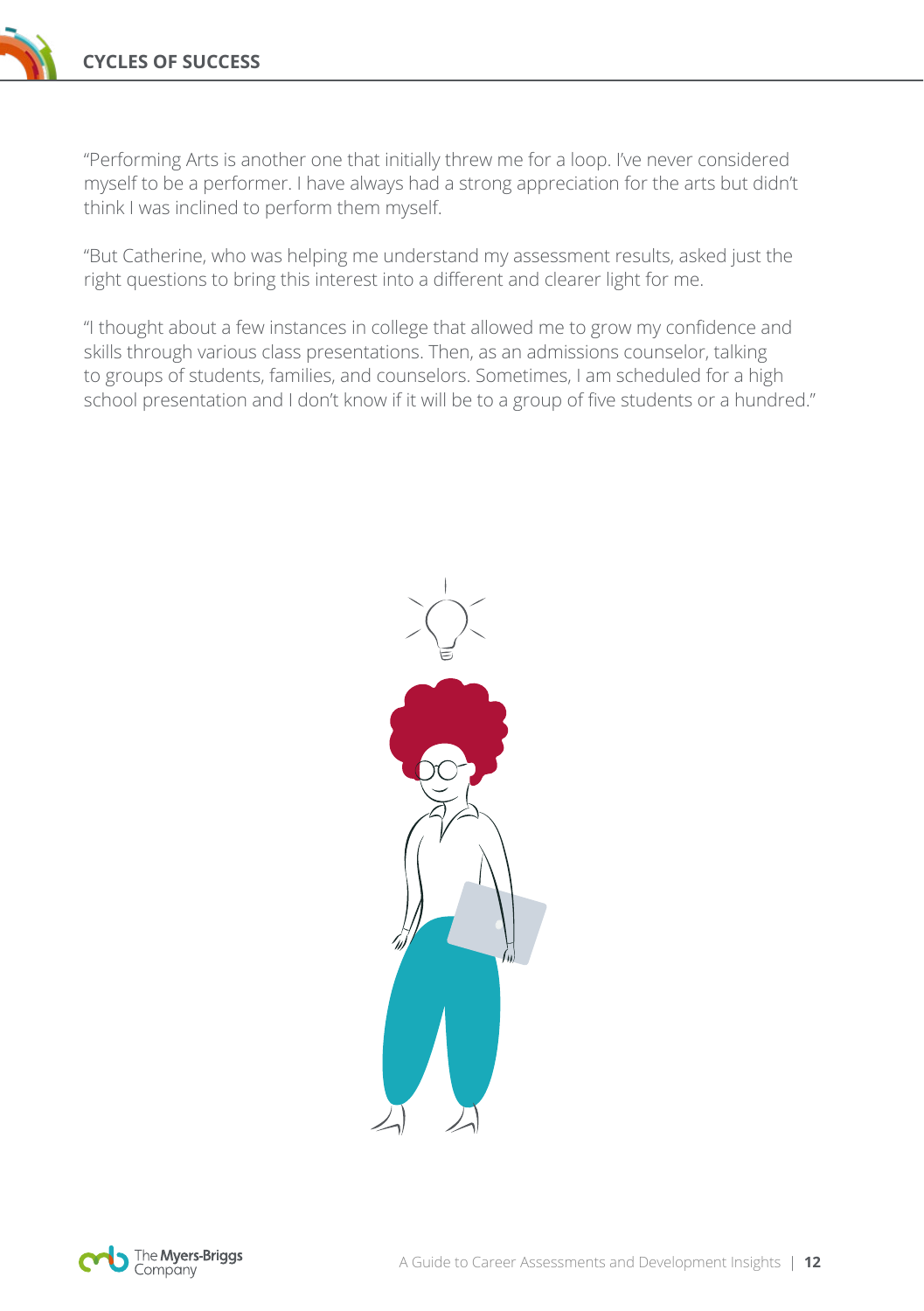"Performing Arts is another one that initially threw me for a loop. I've never considered myself to be a performer. I have always had a strong appreciation for the arts but didn't think I was inclined to perform them myself.

"But Catherine, who was helping me understand my assessment results, asked just the right questions to bring this interest into a different and clearer light for me.

"I thought about a few instances in college that allowed me to grow my confidence and skills through various class presentations. Then, as an admissions counselor, talking to groups of students, families, and counselors. Sometimes, I am scheduled for a high school presentation and I don't know if it will be to a group of five students or a hundred."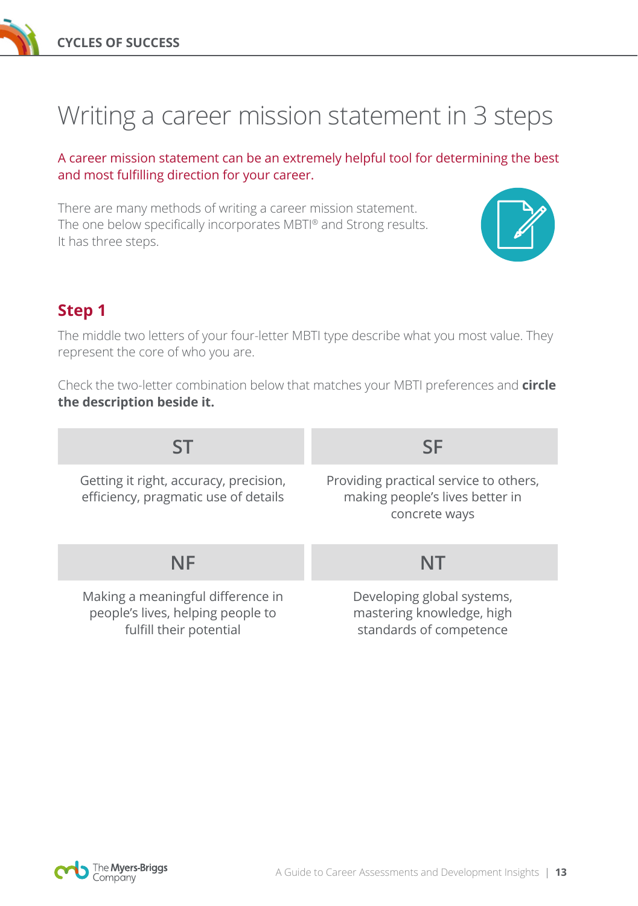# Writing a career mission statement in 3 steps

A career mission statement can be an extremely helpful tool for determining the best and most fulfilling direction for your career.

There are many methods of writing a career mission statement. The one below specifically incorporates MBTI® and Strong results. It has three steps.

## Step 1

The middle two letters of your four-letter MBTI type describe what you most value. They represent the core of who you are.

Check the two-letter combination below that matches your MBTI preferences and **circle the description beside it.**

| ST | SF |
|---|---|
| Getting it right, accuracy, precision, efficiency, pragmatic use of details | Providing practical service to others, making people's lives better in concrete ways |
| **NF** | **NT** |
| Making a meaningful difference in people's lives, helping people to fulfill their potential | Developing global systems, mastering knowledge, high standards of competence |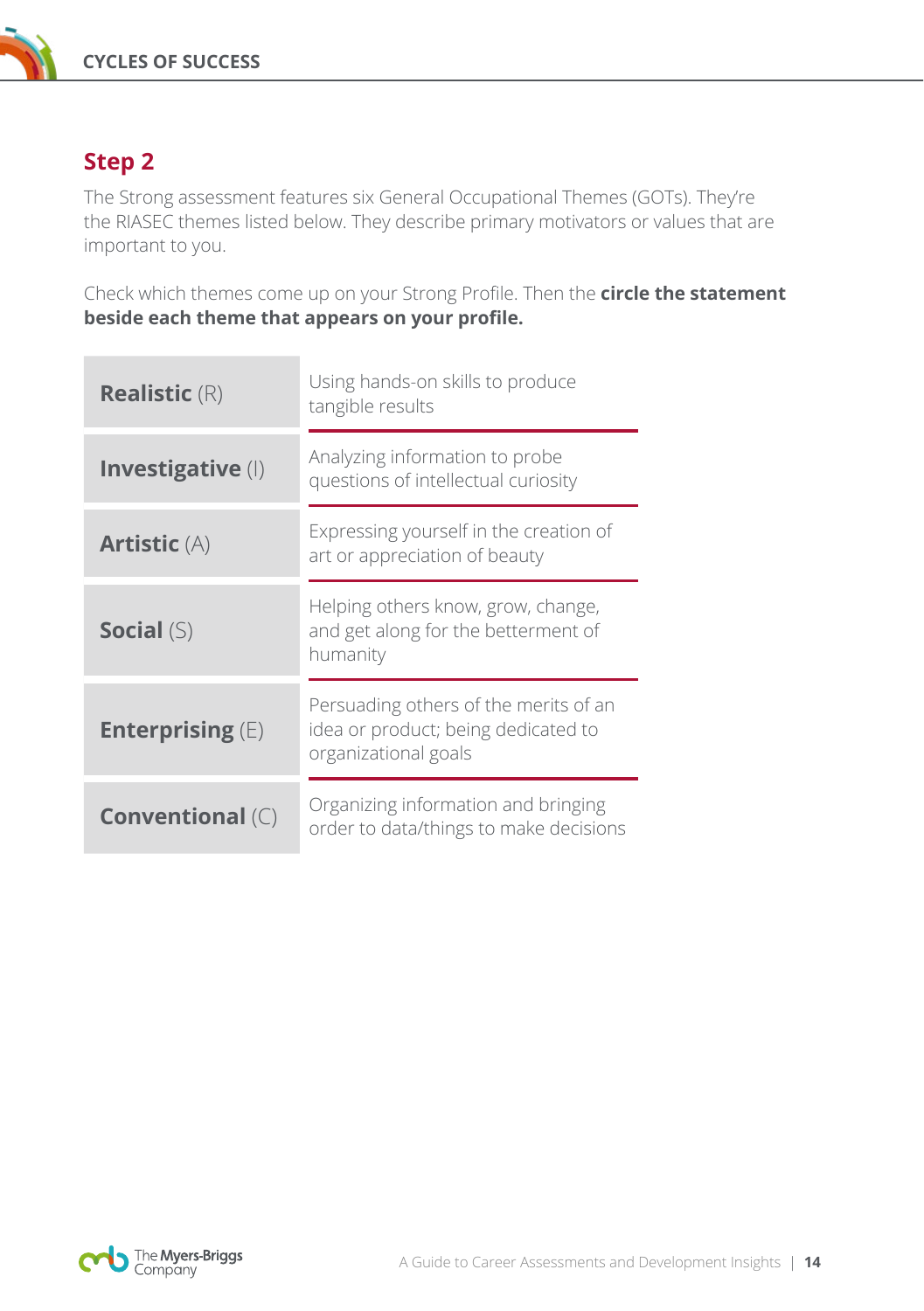## Step 2

The Strong assessment features six General Occupational Themes (GOTs). They're the RIASEC themes listed below. They describe primary motivators or values that are important to you.

Check which themes come up on your Strong Profile. Then the **circle the statement beside each theme that appears on your profile.**

| Theme | Statement |
|---|---|
| **Realistic** (R) | Using hands-on skills to produce tangible results |
| **Investigative** (I) | Analyzing information to probe questions of intellectual curiosity |
| **Artistic** (A) | Expressing yourself in the creation of art or appreciation of beauty |
| **Social** (S) | Helping others know, grow, change, and get along for the betterment of humanity |
| **Enterprising** (E) | Persuading others of the merits of an idea or product; being dedicated to organizational goals |
| **Conventional** (C) | Organizing information and bringing order to data/things to make decisions |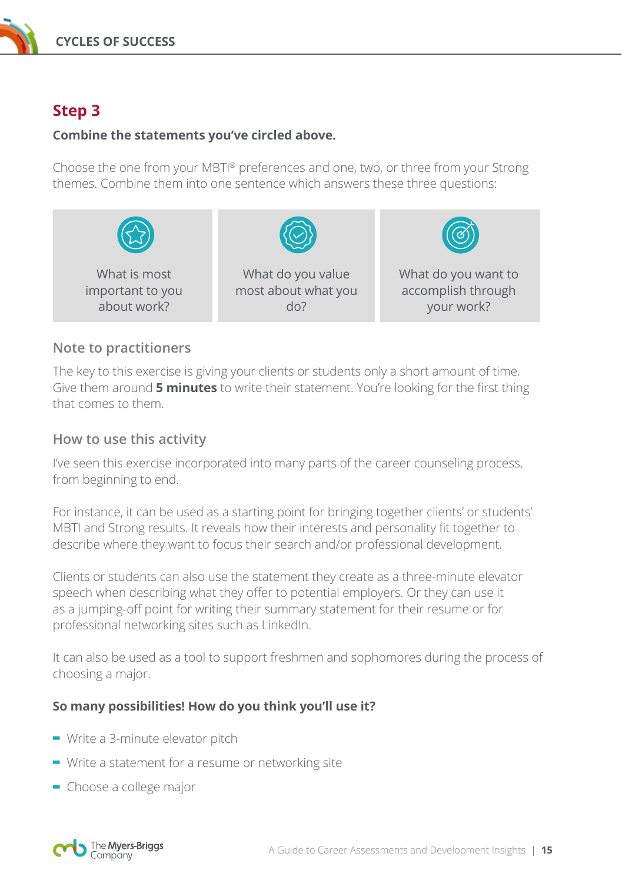## Step 3

**Combine the statements you've circled above.**

Choose the one from your MBTI® preferences and one, two, or three from your Strong themes. Combine them into one sentence which answers these three questions:

| What is most important to you about work? | What do you value most about what you do? | What do you want to accomplish through your work? |
|---|---|---|

### Note to practitioners

The key to this exercise is giving your clients or students only a short amount of time. Give them around **5 minutes** to write their statement. You're looking for the first thing that comes to them.

### How to use this activity

I've seen this exercise incorporated into many parts of the career counseling process, from beginning to end.

For instance, it can be used as a starting point for bringing together clients' or students' MBTI and Strong results. It reveals how their interests and personality fit together to describe where they want to focus their search and/or professional development.

Clients or students can also use the statement they create as a three-minute elevator speech when describing what they offer to potential employers. Or they can use it as a jumping-off point for writing their summary statement for their resume or for professional networking sites such as LinkedIn.

It can also be used as a tool to support freshmen and sophomores during the process of choosing a major.

**So many possibilities! How do you think you'll use it?**

- Write a 3-minute elevator pitch
- Write a statement for a resume or networking site
- Choose a college major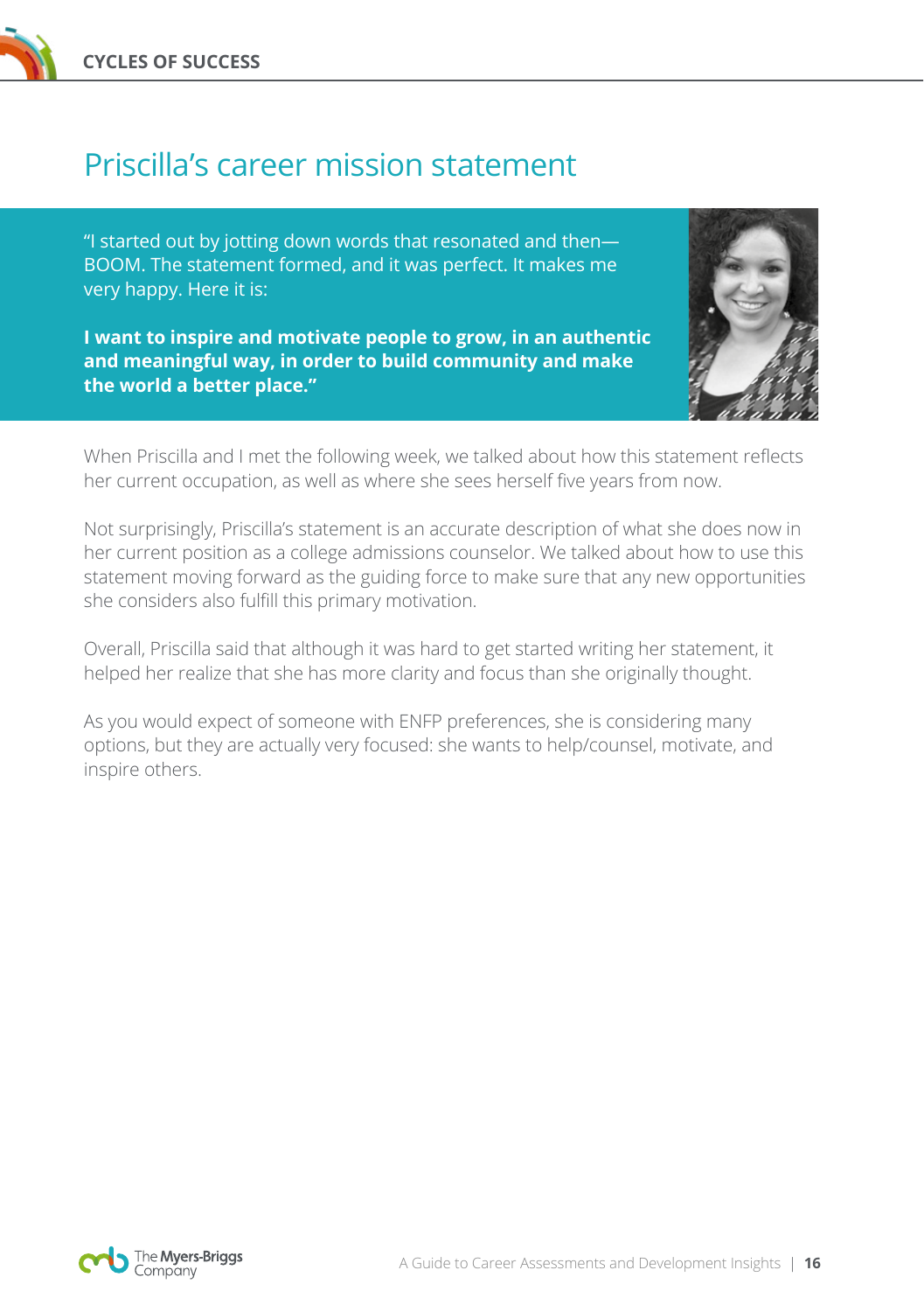# Priscilla's career mission statement

"I started out by jotting down words that resonated and then—BOOM. The statement formed, and it was perfect. It makes me very happy. Here it is:

**I want to inspire and motivate people to grow, in an authentic and meaningful way, in order to build community and make the world a better place."**

When Priscilla and I met the following week, we talked about how this statement reflects her current occupation, as well as where she sees herself five years from now.

Not surprisingly, Priscilla's statement is an accurate description of what she does now in her current position as a college admissions counselor. We talked about how to use this statement moving forward as the guiding force to make sure that any new opportunities she considers also fulfill this primary motivation.

Overall, Priscilla said that although it was hard to get started writing her statement, it helped her realize that she has more clarity and focus than she originally thought.

As you would expect of someone with ENFP preferences, she is considering many options, but they are actually very focused: she wants to help/counsel, motivate, and inspire others.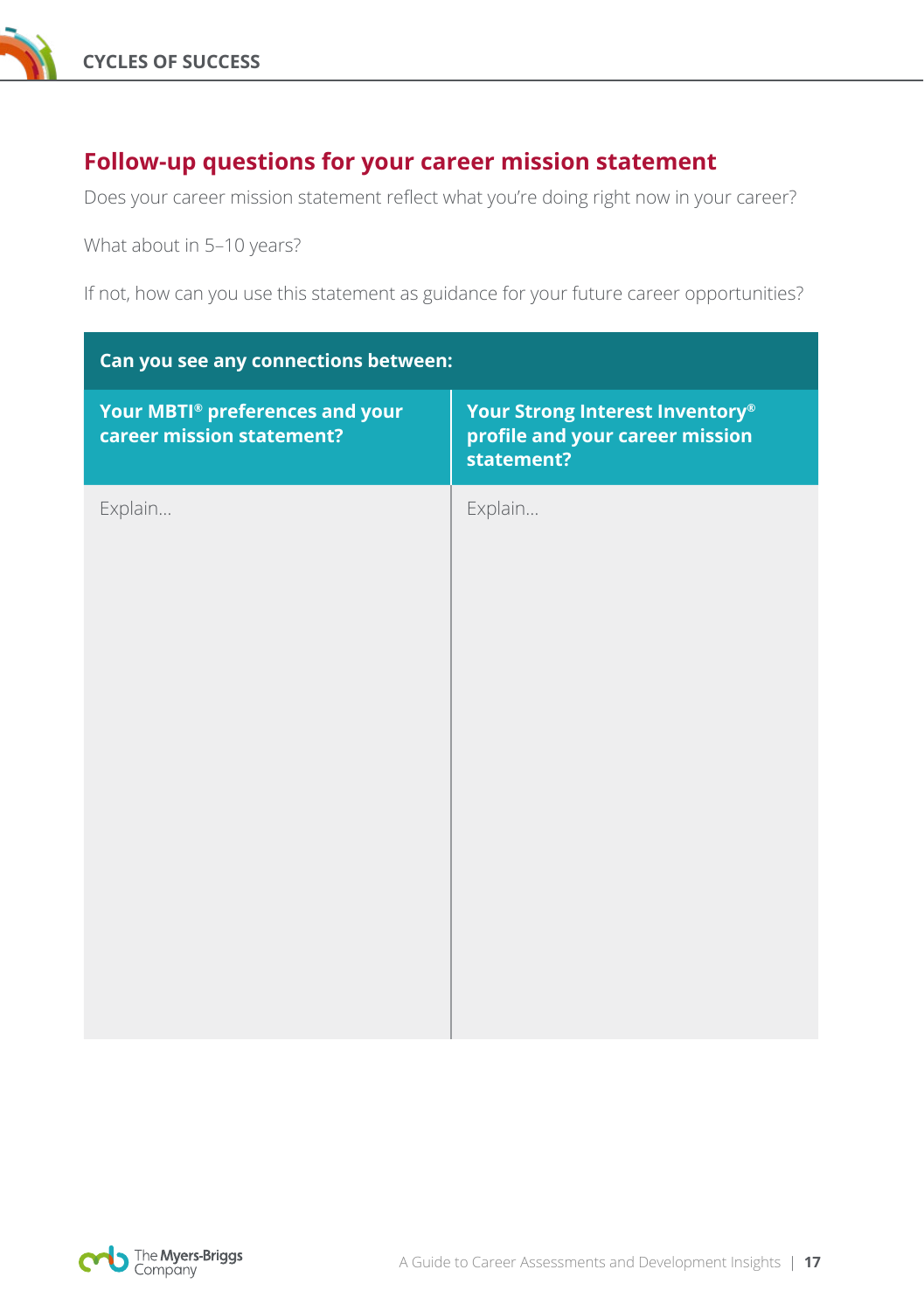## Follow-up questions for your career mission statement

Does your career mission statement reflect what you're doing right now in your career?

What about in 5–10 years?

If not, how can you use this statement as guidance for your future career opportunities?

| Can you see any connections between: | |
|---|---|
| **Your MBTI® preferences and your career mission statement?** | **Your Strong Interest Inventory® profile and your career mission statement?** |
| Explain... | Explain... |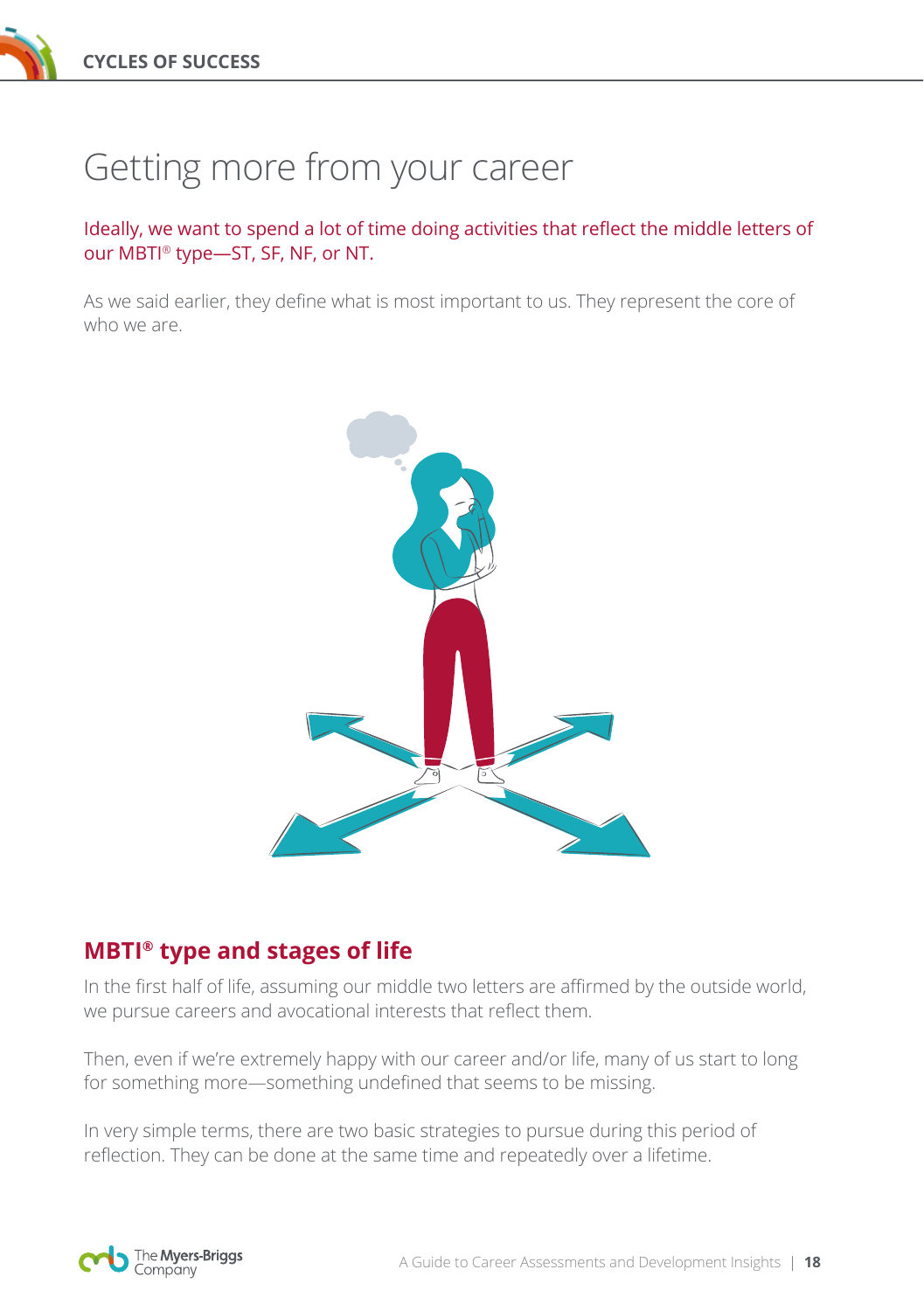# Getting more from your career

Ideally, we want to spend a lot of time doing activities that reflect the middle letters of our MBTI® type—ST, SF, NF, or NT.

As we said earlier, they define what is most important to us. They represent the core of who we are.

## MBTI® type and stages of life

In the first half of life, assuming our middle two letters are affirmed by the outside world, we pursue careers and avocational interests that reflect them.

Then, even if we're extremely happy with our career and/or life, many of us start to long for something more—something undefined that seems to be missing.

In very simple terms, there are two basic strategies to pursue during this period of reflection. They can be done at the same time and repeatedly over a lifetime.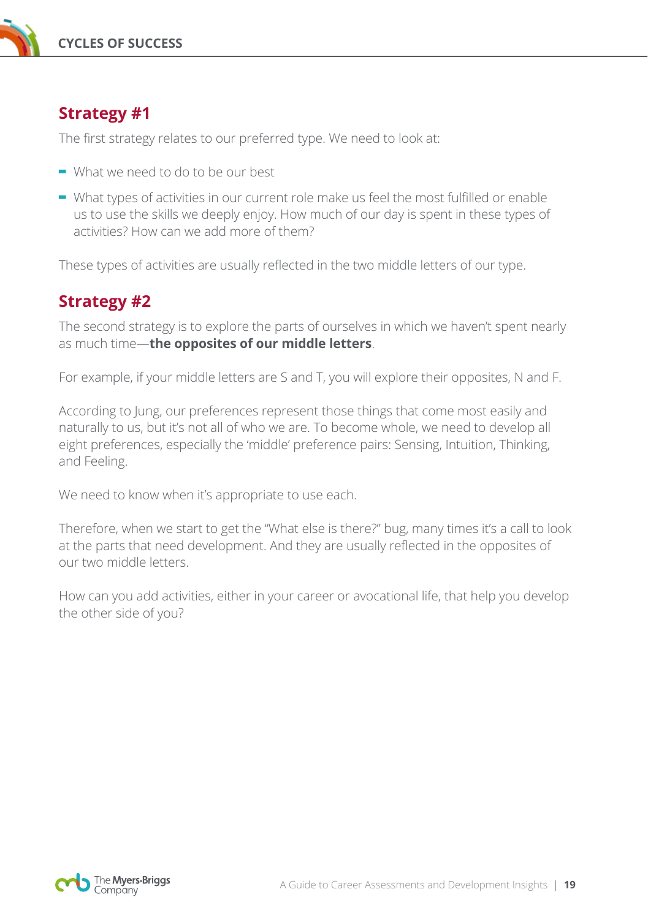## Strategy #1

The first strategy relates to our preferred type. We need to look at:

- What we need to do to be our best
- What types of activities in our current role make us feel the most fulfilled or enable us to use the skills we deeply enjoy. How much of our day is spent in these types of activities? How can we add more of them?

These types of activities are usually reflected in the two middle letters of our type.

## Strategy #2

The second strategy is to explore the parts of ourselves in which we haven't spent nearly as much time—**the opposites of our middle letters**.

For example, if your middle letters are S and T, you will explore their opposites, N and F.

According to Jung, our preferences represent those things that come most easily and naturally to us, but it's not all of who we are. To become whole, we need to develop all eight preferences, especially the 'middle' preference pairs: Sensing, Intuition, Thinking, and Feeling.

We need to know when it's appropriate to use each.

Therefore, when we start to get the "What else is there?" bug, many times it's a call to look at the parts that need development. And they are usually reflected in the opposites of our two middle letters.

How can you add activities, either in your career or avocational life, that help you develop the other side of you?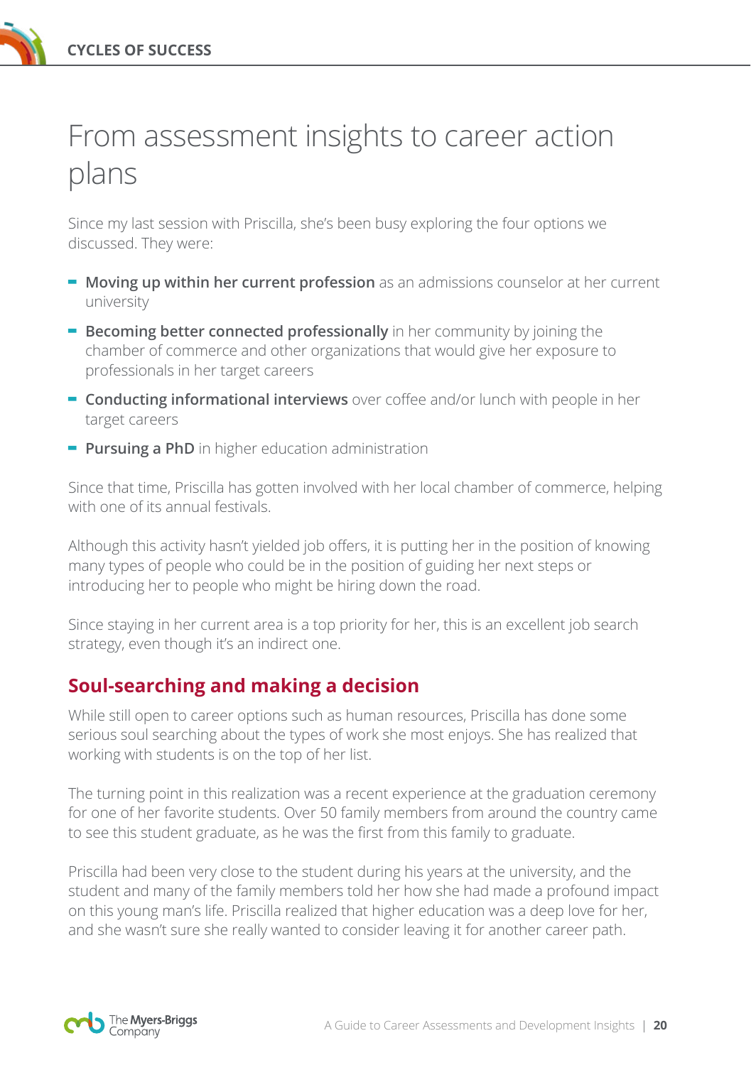# From assessment insights to career action plans

Since my last session with Priscilla, she's been busy exploring the four options we discussed. They were:

- **Moving up within her current profession** as an admissions counselor at her current university
- **Becoming better connected professionally** in her community by joining the chamber of commerce and other organizations that would give her exposure to professionals in her target careers
- **Conducting informational interviews** over coffee and/or lunch with people in her target careers
- **Pursuing a PhD** in higher education administration

Since that time, Priscilla has gotten involved with her local chamber of commerce, helping with one of its annual festivals.

Although this activity hasn't yielded job offers, it is putting her in the position of knowing many types of people who could be in the position of guiding her next steps or introducing her to people who might be hiring down the road.

Since staying in her current area is a top priority for her, this is an excellent job search strategy, even though it's an indirect one.

## Soul-searching and making a decision

While still open to career options such as human resources, Priscilla has done some serious soul searching about the types of work she most enjoys. She has realized that working with students is on the top of her list.

The turning point in this realization was a recent experience at the graduation ceremony for one of her favorite students. Over 50 family members from around the country came to see this student graduate, as he was the first from this family to graduate.

Priscilla had been very close to the student during his years at the university, and the student and many of the family members told her how she had made a profound impact on this young man's life. Priscilla realized that higher education was a deep love for her, and she wasn't sure she really wanted to consider leaving it for another career path.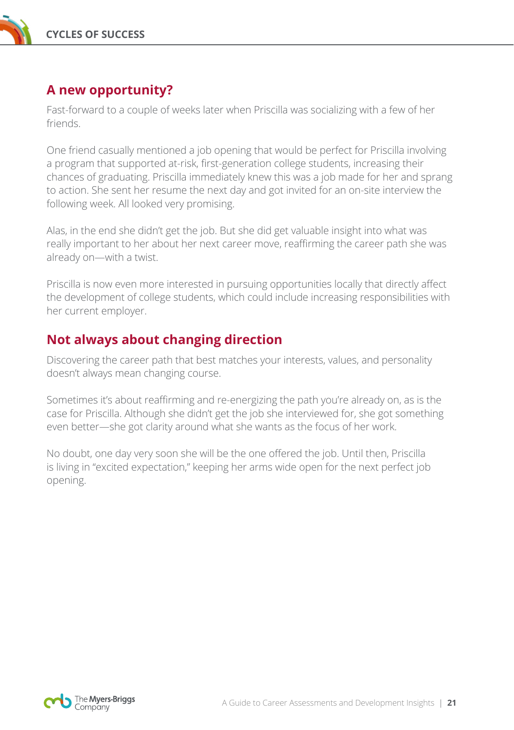## A new opportunity?

Fast-forward to a couple of weeks later when Priscilla was socializing with a few of her friends.

One friend casually mentioned a job opening that would be perfect for Priscilla involving a program that supported at-risk, first-generation college students, increasing their chances of graduating. Priscilla immediately knew this was a job made for her and sprang to action. She sent her resume the next day and got invited for an on-site interview the following week. All looked very promising.

Alas, in the end she didn't get the job. But she did get valuable insight into what was really important to her about her next career move, reaffirming the career path she was already on—with a twist.

Priscilla is now even more interested in pursuing opportunities locally that directly affect the development of college students, which could include increasing responsibilities with her current employer.

## Not always about changing direction

Discovering the career path that best matches your interests, values, and personality doesn't always mean changing course.

Sometimes it's about reaffirming and re-energizing the path you're already on, as is the case for Priscilla. Although she didn't get the job she interviewed for, she got something even better—she got clarity around what she wants as the focus of her work.

No doubt, one day very soon she will be the one offered the job. Until then, Priscilla is living in "excited expectation," keeping her arms wide open for the next perfect job opening.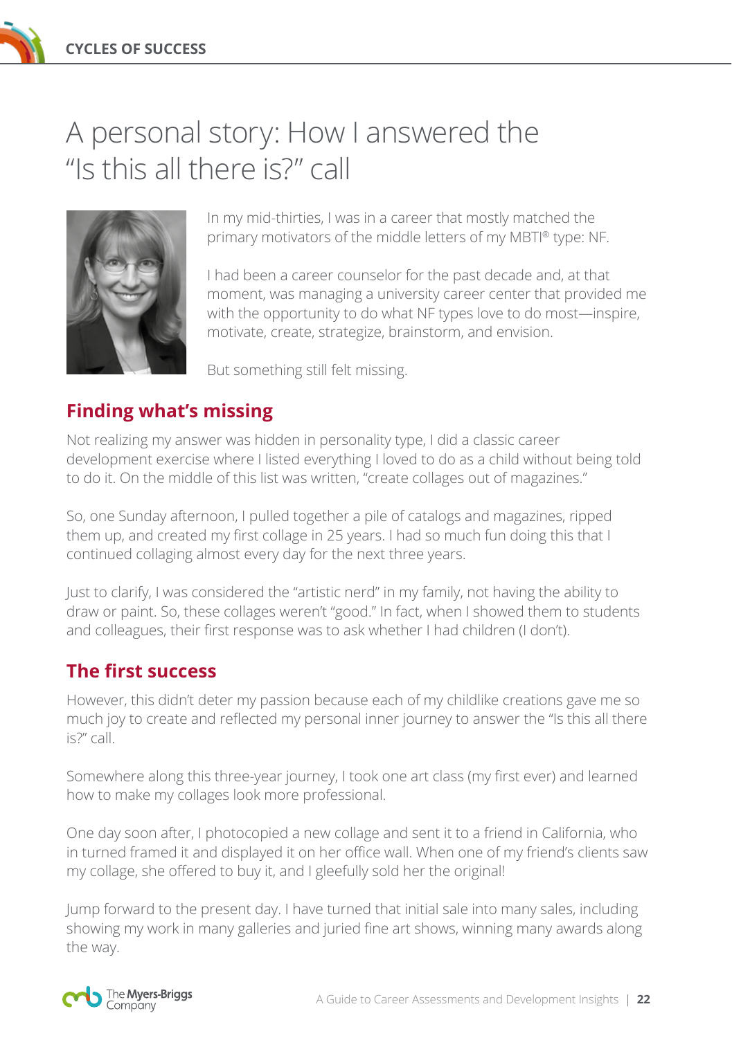# A personal story: How I answered the "Is this all there is?" call

In my mid-thirties, I was in a career that mostly matched the primary motivators of the middle letters of my MBTI® type: NF.

I had been a career counselor for the past decade and, at that moment, was managing a university center that provided me with the opportunity to do what NF types love to do most—inspire, motivate, create, strategize, brainstorm, and envision.

But something still felt missing.

## Finding what's missing

Not realizing my answer was hidden in personality type, I did a classic career development exercise where I listed everything I loved to do as a child without being told to do it. On the middle of this list was written, "create collages out of magazines."

So, one Sunday afternoon, I pulled together a pile of catalogs and magazines, ripped them up, and created my first collage in 25 years. I had so much fun doing this that I continued collaging almost every day for the next three years.

Just to clarify, I was considered the "artistic nerd" in my family, not having the ability to draw or paint. So, these collages weren't "good." In fact, when I showed them to students and colleagues, their first response was to ask whether I had children (I don't).

## The first success

However, this didn't deter my passion because each of my childlike creations gave me so much joy to create and reflected my personal inner journey to answer the "Is this all there is?" call.

Somewhere along this three-year journey, I took one art class (my first ever) and learned how to make my collages look more professional.

One day soon after, I photocopied a new collage and sent it to a friend in California, who in turned framed it and displayed it on her office wall. When one of my friend's clients saw my collage, she offered to buy it, and I gleefully sold her the original!

Jump forward to the present day. I have turned that initial sale into many sales, including showing my work in many galleries and juried fine art shows, winning many awards along the way.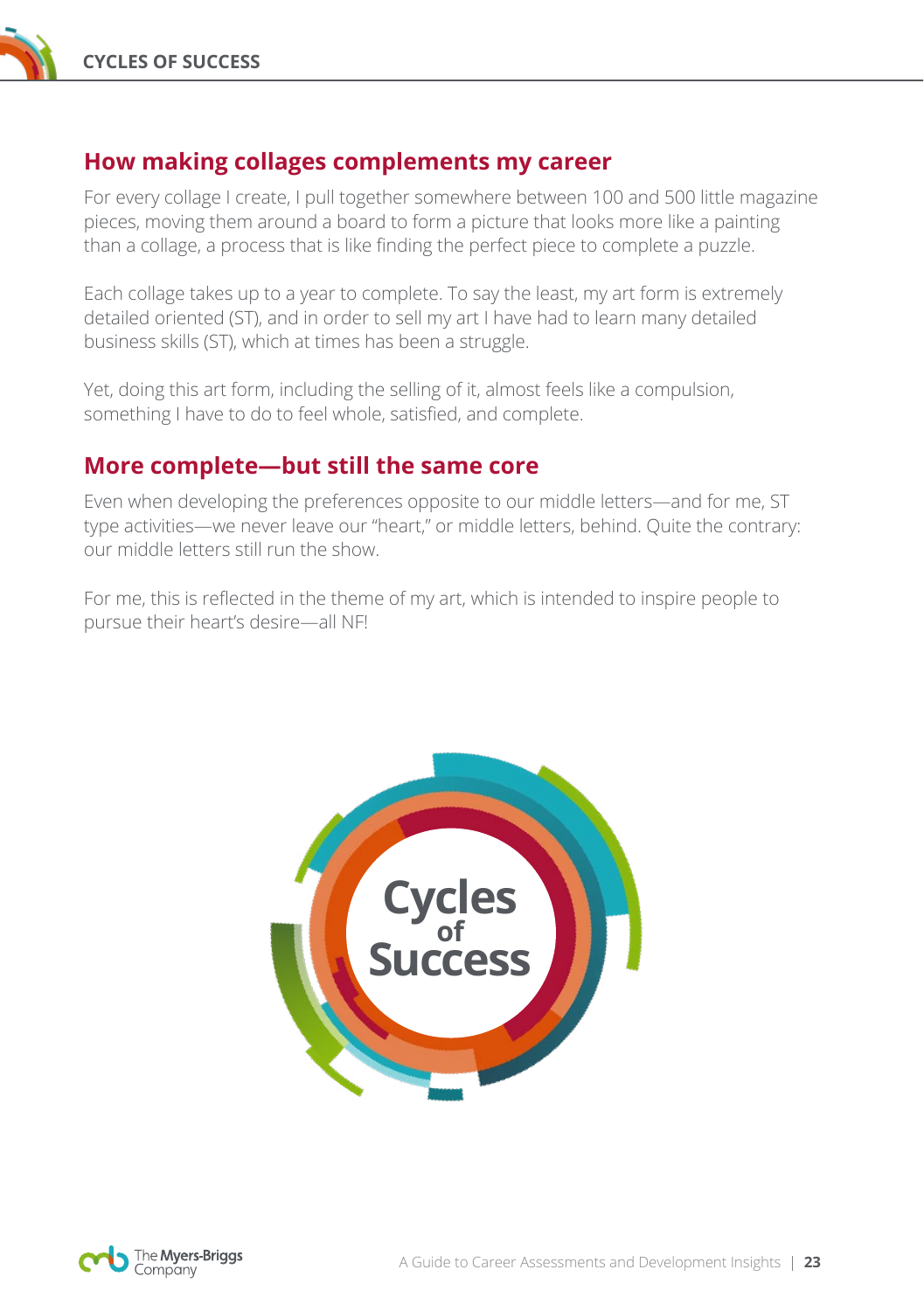## How making collages complements my career

For every collage I create, I pull together somewhere between 100 and 500 little magazine pieces, moving them around a board to form a picture that looks more like a painting than a collage, a process that is like finding the perfect piece to complete a puzzle.

Each collage takes up to a year to complete. To say the least, my art form is extremely detailed oriented (ST), and in order to sell my art I have had to learn many detailed business skills (ST), which at times has been a struggle.

Yet, doing this art form, including the selling of it, almost feels like a compulsion, something I have to do to feel whole, satisfied, and complete.

## More complete—but still the same core

Even when developing the preferences opposite to our middle letters—and for me, ST type activities—we never leave our "heart," or middle letters, behind. Quite the contrary: our middle letters still run the show.

For me, this is reflected in the theme of my art, which is intended to inspire people to pursue their heart's desire—all NF!

Cycles of Success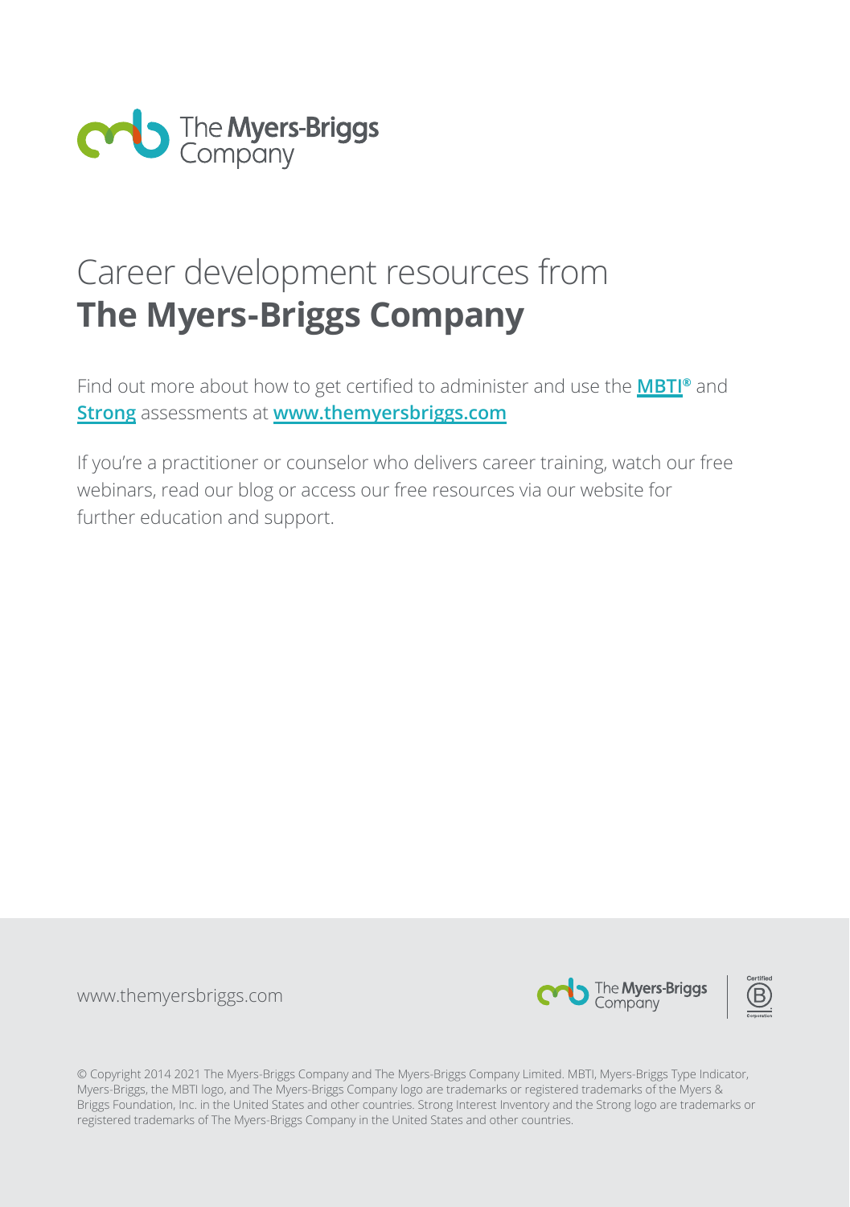# Career development resources from **The Myers-Briggs Company**

Find out more about how to get certified to administer and use the **MBTI®** and **Strong** assessments at **www.themyersbriggs.com**

If you're a practitioner or counselor who delivers career training, watch our free webinars, read our blog or access our free resources via our website for further education and support.

www.themyersbriggs.com

© Copyright 2014 2021 The Myers-Briggs Company and The Myers-Briggs Company Limited. MBTI, Myers-Briggs Type Indicator, Myers-Briggs, the MBTI logo, and The Myers-Briggs Company logo are trademarks or registered trademarks of the Myers & Briggs Foundation, Inc. in the United States and other countries. Strong Interest Inventory and the Strong logo are trademarks or registered trademarks of The Myers-Briggs Company in the United States and other countries.